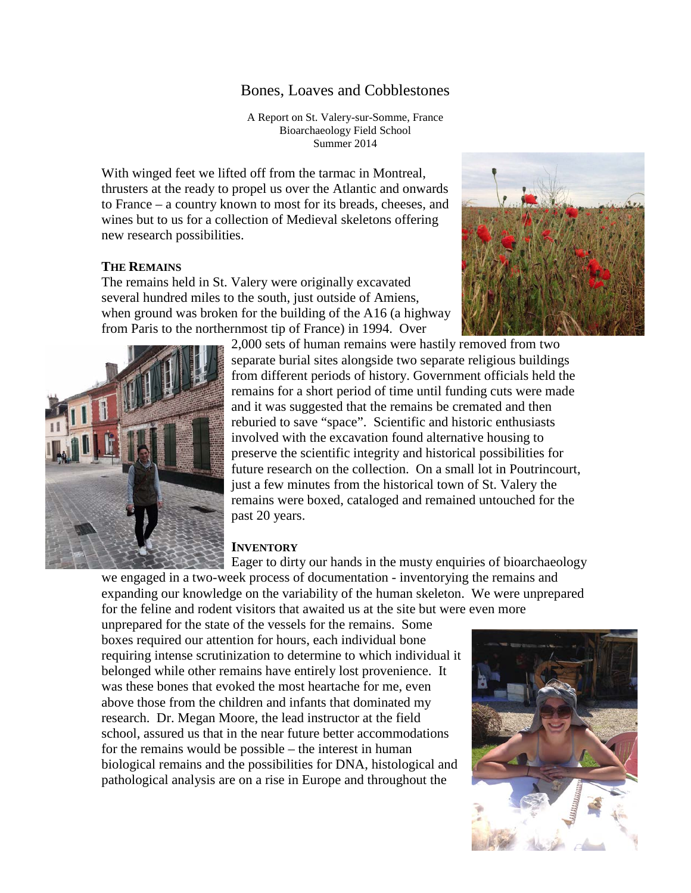# Bones, Loaves and Cobblestones

A Report on St. Valery-sur-Somme, France
Bioarchaeology Field School
Summer 2014

With winged feet we lifted off from the tarmac in Montreal, thrusters at the ready to propel us over the Atlantic and onwards to France – a country known to most for its breads, cheeses, and wines but to us for a collection of Medieval skeletons offering new research possibilities.

## The Remains

The remains held in St. Valery were originally excavated several hundred miles to the south, just outside of Amiens, when ground was broken for the building of the A16 (a highway from Paris to the northernmost tip of France) in 1994. Over 2,000 sets of human remains were hastily removed from two separate burial sites alongside two separate religious buildings from different periods of history. Government officials held the remains for a short period of time until funding cuts were made and it was suggested that the remains be cremated and then reburied to save "space". Scientific and historic enthusiasts involved with the excavation found alternative housing to preserve the scientific integrity and historical possibilities for future research on the collection. On a small lot in Poutrincourt, just a few minutes from the historical town of St. Valery the remains were boxed, cataloged and remained untouched for the past 20 years.

## Inventory

Eager to dirty our hands in the musty enquiries of bioarchaeology we engaged in a two-week process of documentation - inventorying the remains and expanding our knowledge on the variability of the human skeleton. We were unprepared for the feline and rodent visitors that awaited us at the site but were even more unprepared for the state of the vessels for the remains. Some boxes required our attention for hours, each individual bone requiring intense scrutinization to determine to which individual it belonged while other remains have entirely lost provenience. It was these bones that evoked the most heartache for me, even above those from the children and infants that dominated my research. Dr. Megan Moore, the lead instructor at the field school, assured us that in the near future better accommodations for the remains would be possible – the interest in human biological remains and the possibilities for DNA, histological and pathological analysis are on a rise in Europe and throughout the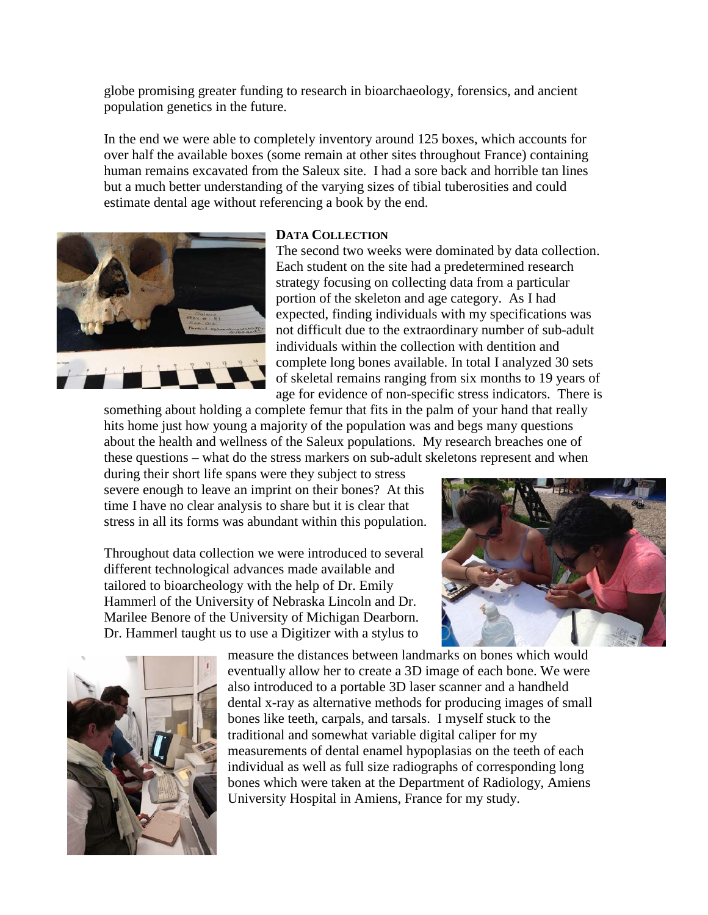globe promising greater funding to research in bioarchaeology, forensics, and ancient population genetics in the future.

In the end we were able to completely inventory around 125 boxes, which accounts for over half the available boxes (some remain at other sites throughout France) containing human remains excavated from the Saleux site. I had a sore back and horrible tan lines but a much better understanding of the varying sizes of tibial tuberosities and could estimate dental age without referencing a book by the end.

## DATA COLLECTION

The second two weeks were dominated by data collection. Each student on the site had a predetermined research strategy focusing on collecting data from a particular portion of the skeleton and age category. As I had expected, finding individuals with my specifications was not difficult due to the extraordinary number of sub-adult individuals within the collection with dentition and complete long bones available. In total I analyzed 30 sets of skeletal remains ranging from six months to 19 years of age for evidence of non-specific stress indicators. There is something about holding a complete femur that fits in the palm of your hand that really hits home just how young a majority of the population was and begs many questions about the health and wellness of the Saleux populations. My research breaches one of these questions – what do the stress markers on sub-adult skeletons represent and when during their short life spans were they subject to stress severe enough to leave an imprint on their bones? At this time I have no clear analysis to share but it is clear that stress in all its forms was abundant within this population.

Throughout data collection we were introduced to several different technological advances made available and tailored to bioarcheology with the help of Dr. Emily Hammerl of the University of Nebraska Lincoln and Dr. Marilee Benore of the University of Michigan Dearborn. Dr. Hammerl taught us to use a Digitizer with a stylus to measure the distances between landmarks on bones which would eventually allow her to create a 3D image of each bone. We were also introduced to a portable 3D laser scanner and a handheld dental x-ray as alternative methods for producing images of small bones like teeth, carpals, and tarsals. I myself stuck to the traditional and somewhat variable digital caliper for my measurements of dental enamel hypoplasias on the teeth of each individual as well as full size radiographs of corresponding long bones which were taken at the Department of Radiology, Amiens University Hospital in Amiens, France for my study.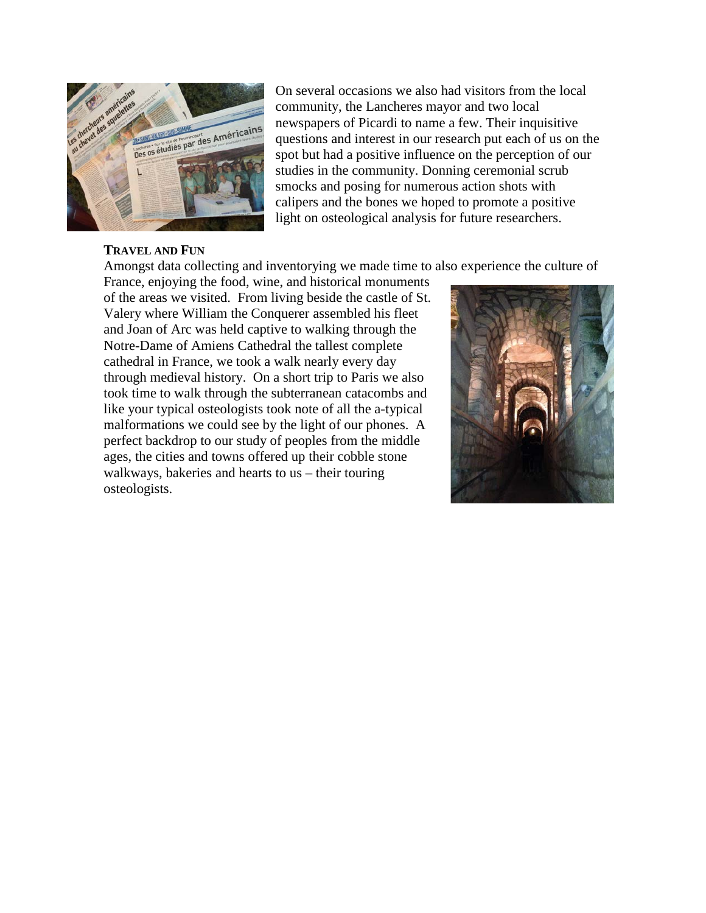On several occasions we also had visitors from the local community, the Lancheres mayor and two local newspapers of Picardi to name a few. Their inquisitive questions and interest in our research put each of us on the spot but had a positive influence on the perception of our studies in the community. Donning ceremonial scrub smocks and posing for numerous action shots with calipers and the bones we hoped to promote a positive light on osteological analysis for future researchers.

**TRAVEL AND FUN**

Amongst data collecting and inventorying we made time to also experience the culture of France, enjoying the food, wine, and historical monuments of the areas we visited. From living beside the castle of St. Valery where William the Conquerer assembled his fleet and Joan of Arc was held captive to walking through the Notre-Dame of Amiens Cathedral the tallest complete cathedral in France, we took a walk nearly every day through medieval history. On a short trip to Paris we also took time to walk through the subterranean catacombs and like your typical osteologists took note of all the a-typical malformations we could see by the light of our phones. A perfect backdrop to our study of peoples from the middle ages, the cities and towns offered up their cobble stone walkways, bakeries and hearts to us – their touring osteologists.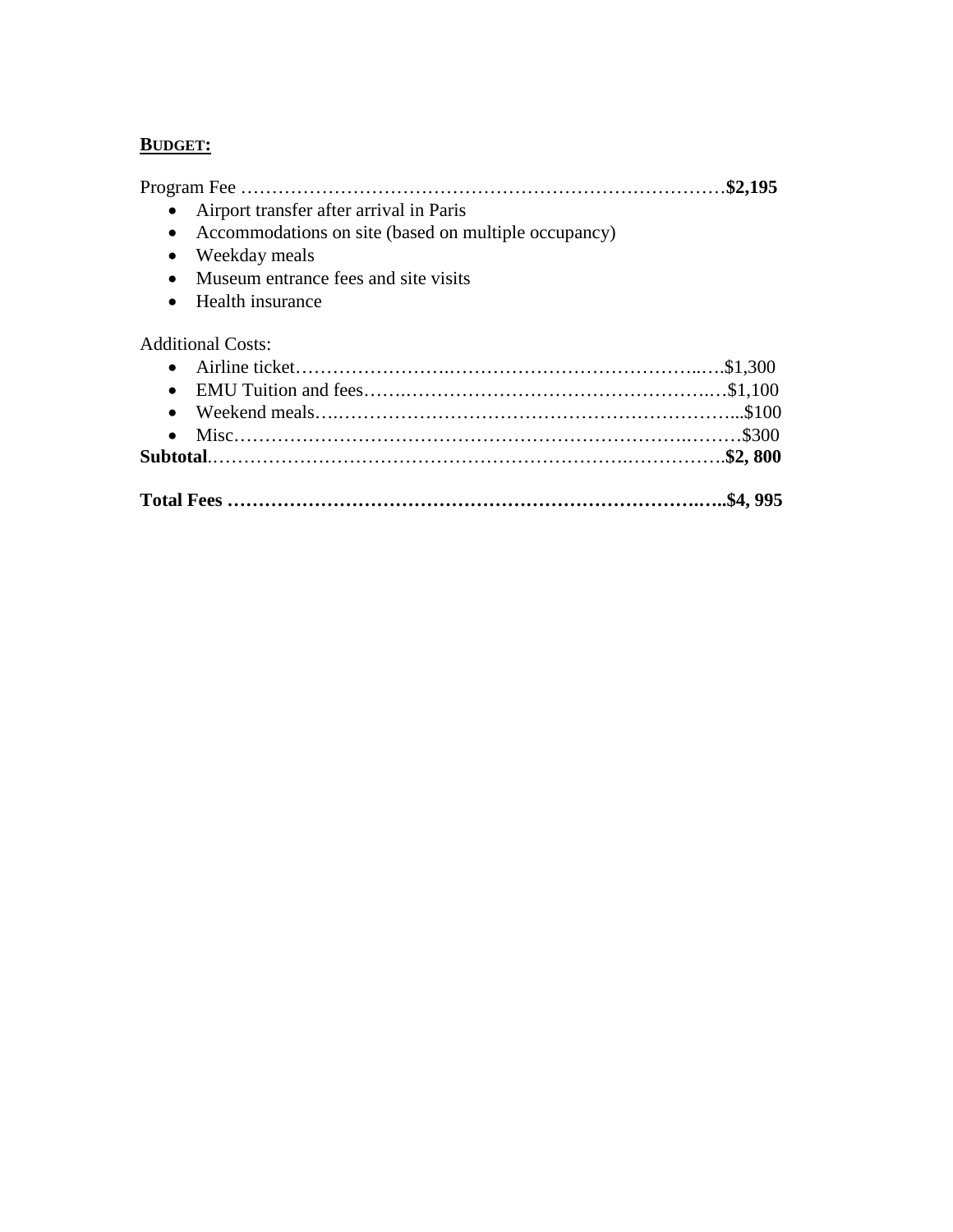**<u>BUDGET:</u>**

Program Fee ……………………………………………………………………**$2,195**

- Airport transfer after arrival in Paris
- Accommodations on site (based on multiple occupancy)
- Weekday meals
- Museum entrance fees and site visits
- Health insurance

Additional Costs:

- Airline ticket……………………………………………………………$1,300
- EMU Tuition and fees……………………………………………………$1,100
- Weekend meals……………………………………………………………$100
- Misc………………………………………………………………………$300

**Subtotal**……………………………………………………………………**$2, 800**

**Total Fees ……………………………………………………………………$4, 995**